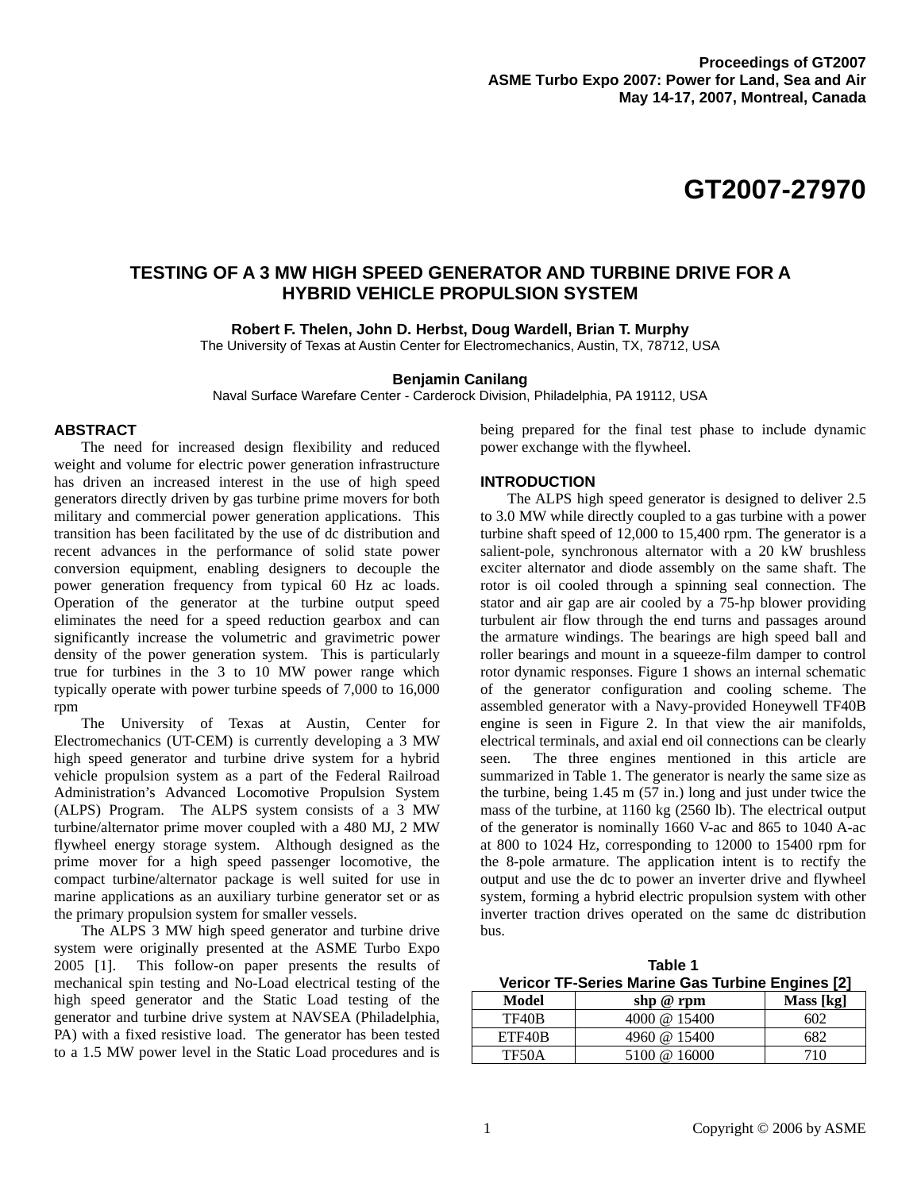Proceedings of GT2007
ASME Turbo Expo 2007: Power for Land, Sea and Air
May 14-17, 2007, Montreal, Canada

# GT2007-27970

## TESTING OF A 3 MW HIGH SPEED GENERATOR AND TURBINE DRIVE FOR A HYBRID VEHICLE PROPULSION SYSTEM

**Robert F. Thelen, John D. Herbst, Doug Wardell, Brian T. Murphy**
The University of Texas at Austin Center for Electromechanics, Austin, TX, 78712, USA

**Benjamin Canilang**
Naval Surface Warefare Center - Carderock Division, Philadelphia, PA 19112, USA

### ABSTRACT

The need for increased design flexibility and reduced weight and volume for electric power generation infrastructure has driven an increased interest in the use of high speed generators directly driven by gas turbine prime movers for both military and commercial power generation applications. This transition has been facilitated by the use of dc distribution and recent advances in the performance of solid state power conversion equipment, enabling designers to decouple the power generation frequency from typical 60 Hz ac loads. Operation of the generator at the turbine output speed eliminates the need for a speed reduction gearbox and can significantly increase the volumetric and gravimetric power density of the power generation system. This is particularly true for turbines in the 3 to 10 MW power range which typically operate with power turbine speeds of 7,000 to 16,000 rpm

The University of Texas at Austin, Center for Electromechanics (UT-CEM) is currently developing a 3 MW high speed generator and turbine drive system for a hybrid vehicle propulsion system as a part of the Federal Railroad Administration's Advanced Locomotive Propulsion System (ALPS) Program. The ALPS system consists of a 3 MW turbine/alternator prime mover coupled with a 480 MJ, 2 MW flywheel energy storage system. Although designed as the prime mover for a high speed passenger locomotive, the compact turbine/alternator package is well suited for use in marine applications as an auxiliary turbine generator set or as the primary propulsion system for smaller vessels.

The ALPS 3 MW high speed generator and turbine drive system were originally presented at the ASME Turbo Expo 2005 [1]. This follow-on paper presents the results of mechanical spin testing and No-Load electrical testing of the high speed generator and the Static Load testing of the generator and turbine drive system at NAVSEA (Philadelphia, PA) with a fixed resistive load. The generator has been tested to a 1.5 MW power level in the Static Load procedures and is being prepared for the final test phase to include dynamic power exchange with the flywheel.

### INTRODUCTION

The ALPS high speed generator is designed to deliver 2.5 to 3.0 MW while directly coupled to a gas turbine with a power turbine shaft speed of 12,000 to 15,400 rpm. The generator is a salient-pole, synchronous alternator with a 20 kW brushless exciter alternator and diode assembly on the same shaft. The rotor is oil cooled through a spinning seal connection. The stator and air gap are air cooled by a 75-hp blower providing turbulent air flow through the end turns and passages around the armature windings. The bearings are high speed ball and roller bearings and mount in a squeeze-film damper to control rotor dynamic responses. Figure 1 shows an internal schematic of the generator configuration and cooling scheme. The assembled generator with a Navy-provided Honeywell TF40B engine is seen in Figure 2. In that view the air manifolds, electrical terminals, and axial end oil connections can be clearly seen. The three engines mentioned in this article are summarized in Table 1. The generator is nearly the same size as the turbine, being 1.45 m (57 in.) long and just under twice the mass of the turbine, at 1160 kg (2560 lb). The electrical output of the generator is nominally 1660 V-ac and 865 to 1040 A-ac at 800 to 1024 Hz, corresponding to 12000 to 15400 rpm for the 8-pole armature. The application intent is to rectify the output and use the dc to power an inverter drive and flywheel system, forming a hybrid electric propulsion system with other inverter traction drives operated on the same dc distribution bus.

**Table 1**
**Vericor TF-Series Marine Gas Turbine Engines [2]**

| Model | shp @ rpm | Mass [kg] |
|---|---|---|
| TF40B | 4000 @ 15400 | 602 |
| ETF40B | 4960 @ 15400 | 682 |
| TF50A | 5100 @ 16000 | 710 |

Copyright © 2006 by ASME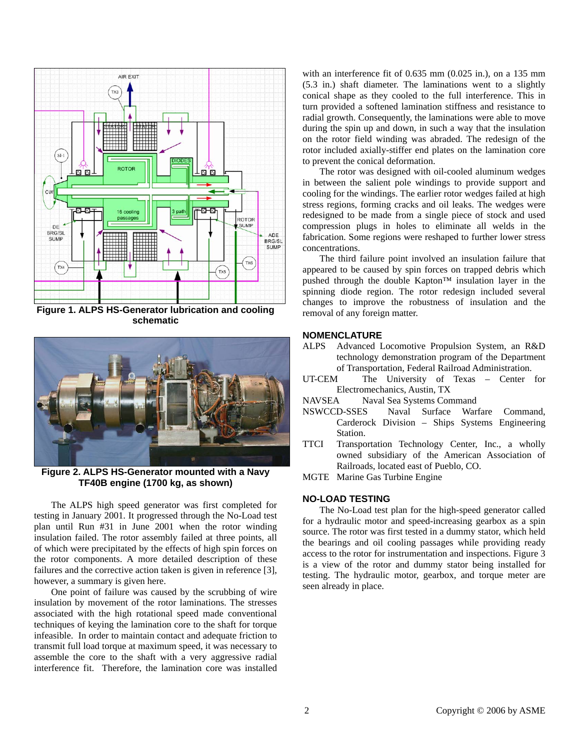Figure 1. ALPS HS-Generator lubrication and cooling schematic

Figure 2. ALPS HS-Generator mounted with a Navy TF40B engine (1700 kg, as shown)

The ALPS high speed generator was first completed for testing in January 2001. It progressed through the No-Load test plan until Run #31 in June 2001 when the rotor winding insulation failed. The rotor assembly failed at three points, all of which were precipitated by the effects of high spin forces on the rotor components. A more detailed description of these failures and the corrective action taken is given in reference [3], however, a summary is given here.

One point of failure was caused by the scrubbing of wire insulation by movement of the rotor laminations. The stresses associated with the high rotational speed made conventional techniques of keying the lamination core to the shaft for torque infeasible. In order to maintain contact and adequate friction to transmit full load torque at maximum speed, it was necessary to assemble the core to the shaft with a very aggressive radial interference fit. Therefore, the lamination core was installed with an interference fit of 0.635 mm (0.025 in.), on a 135 mm (5.3 in.) shaft diameter. The laminations went to a slightly conical shape as they cooled to the full interference. This in turn provided a softened lamination stiffness and resistance to radial growth. Consequently, the laminations were able to move during the spin up and down, in such a way that the insulation on the rotor field winding was abraded. The redesign of the rotor included axially-stiffer end plates on the lamination core to prevent the conical deformation.

The rotor was designed with oil-cooled aluminum wedges in between the salient pole windings to provide support and cooling for the windings. The earlier rotor wedges failed at high stress regions, forming cracks and oil leaks. The wedges were redesigned to be made from a single piece of stock and used compression plugs in holes to eliminate all welds in the fabrication. Some regions were reshaped to further lower stress concentrations.

The third failure point involved an insulation failure that appeared to be caused by spin forces on trapped debris which pushed through the double Kapton™ insulation layer in the spinning diode region. The rotor redesign included several changes to improve the robustness of insulation and the removal of any foreign matter.

## NOMENCLATURE

- ALPS — Advanced Locomotive Propulsion System, an R&D technology demonstration program of the Department of Transportation, Federal Railroad Administration.
- UT-CEM — The University of Texas – Center for Electromechanics, Austin, TX
- NAVSEA — Naval Sea Systems Command
- NSWCCD-SSES — Naval Surface Warfare Command, Carderock Division – Ships Systems Engineering Station.
- TTCI — Transportation Technology Center, Inc., a wholly owned subsidiary of the American Association of Railroads, located east of Pueblo, CO.
- MGTE — Marine Gas Turbine Engine

## NO-LOAD TESTING

The No-Load test plan for the high-speed generator called for a hydraulic motor and speed-increasing gearbox as a spin source. The rotor was first tested in a dummy stator, which held the bearings and oil cooling passages while providing ready access to the rotor for instrumentation and inspections. Figure 3 is a view of the rotor and dummy stator being installed for testing. The hydraulic motor, gearbox, and torque meter are seen already in place.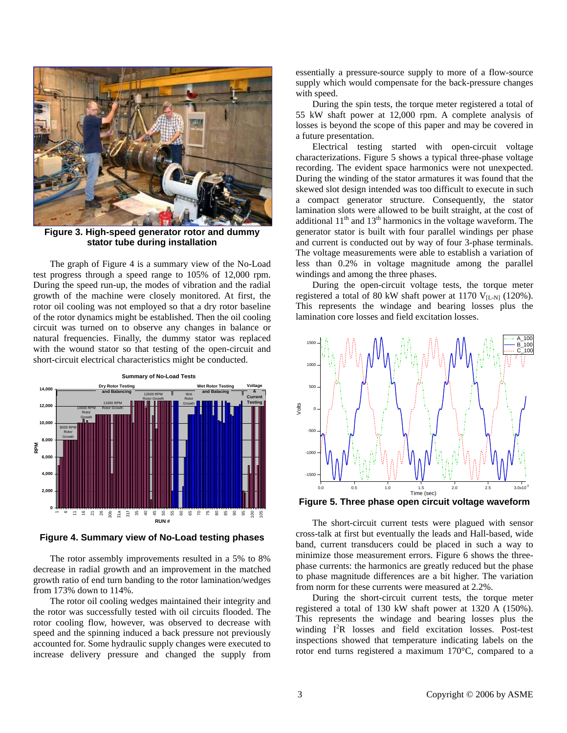**Figure 3. High-speed generator rotor and dummy stator tube during installation**

The graph of Figure 4 is a summary view of the No-Load test progress through a speed range to 105% of 12,000 rpm. During the speed run-up, the modes of vibration and the radial growth of the machine were closely monitored. At first, the rotor oil cooling was not employed so that a dry rotor baseline of the rotor dynamics might be established. Then the oil cooling circuit was turned on to observe any changes in balance or natural frequencies. Finally, the dummy stator was replaced with the wound stator so that testing of the open-circuit and short-circuit electrical characteristics might be conducted.

**Figure 4. Summary view of No-Load testing phases**

The rotor assembly improvements resulted in a 5% to 8% decrease in radial growth and an improvement in the matched growth ratio of end turn banding to the rotor lamination/wedges from 173% down to 114%.

The rotor oil cooling wedges maintained their integrity and the rotor was successfully tested with oil circuits flooded. The rotor cooling flow, however, was observed to decrease with speed and the spinning induced a back pressure not previously accounted for. Some hydraulic supply changes were executed to increase delivery pressure and changed the supply from essentially a pressure-source supply to more of a flow-source supply which would compensate for the back-pressure changes with speed.

During the spin tests, the torque meter registered a total of 55 kW shaft power at 12,000 rpm. A complete analysis of losses is beyond the scope of this paper and may be covered in a future presentation.

Electrical testing started with open-circuit voltage characterizations. Figure 5 shows a typical three-phase voltage recording. The evident space harmonics were not unexpected. During the winding of the stator armatures it was found that the skewed slot design intended was too difficult to execute in such a compact generator structure. Consequently, the stator lamination slots were allowed to be built straight, at the cost of additional 11$^{th}$ and 13$^{th}$ harmonics in the voltage waveform. The generator stator is built with four parallel windings per phase and current is conducted out by way of four 3-phase terminals. The voltage measurements were able to establish a variation of less than 0.2% in voltage magnitude among the parallel windings and among the three phases.

During the open-circuit voltage tests, the torque meter registered a total of 80 kW shaft power at 1170 $V_{[L\text{-}N]}$ (120%). This represents the windage and bearing losses plus the lamination core losses and field excitation losses.

**Figure 5. Three phase open circuit voltage waveform**

The short-circuit current tests were plagued with sensor cross-talk at first but eventually the leads and Hall-based, wide band, current transducers could be placed in such a way to minimize those measurement errors. Figure 6 shows the three-phase currents: the harmonics are greatly reduced but the phase to phase magnitude differences are a bit higher. The variation from norm for these currents were measured at 2.2%.

During the short-circuit current tests, the torque meter registered a total of 130 kW shaft power at 1320 A (150%). This represents the windage and bearing losses plus the winding $I^2R$ losses and field excitation losses. Post-test inspections showed that temperature indicating labels on the rotor end turns registered a maximum 170°C, compared to a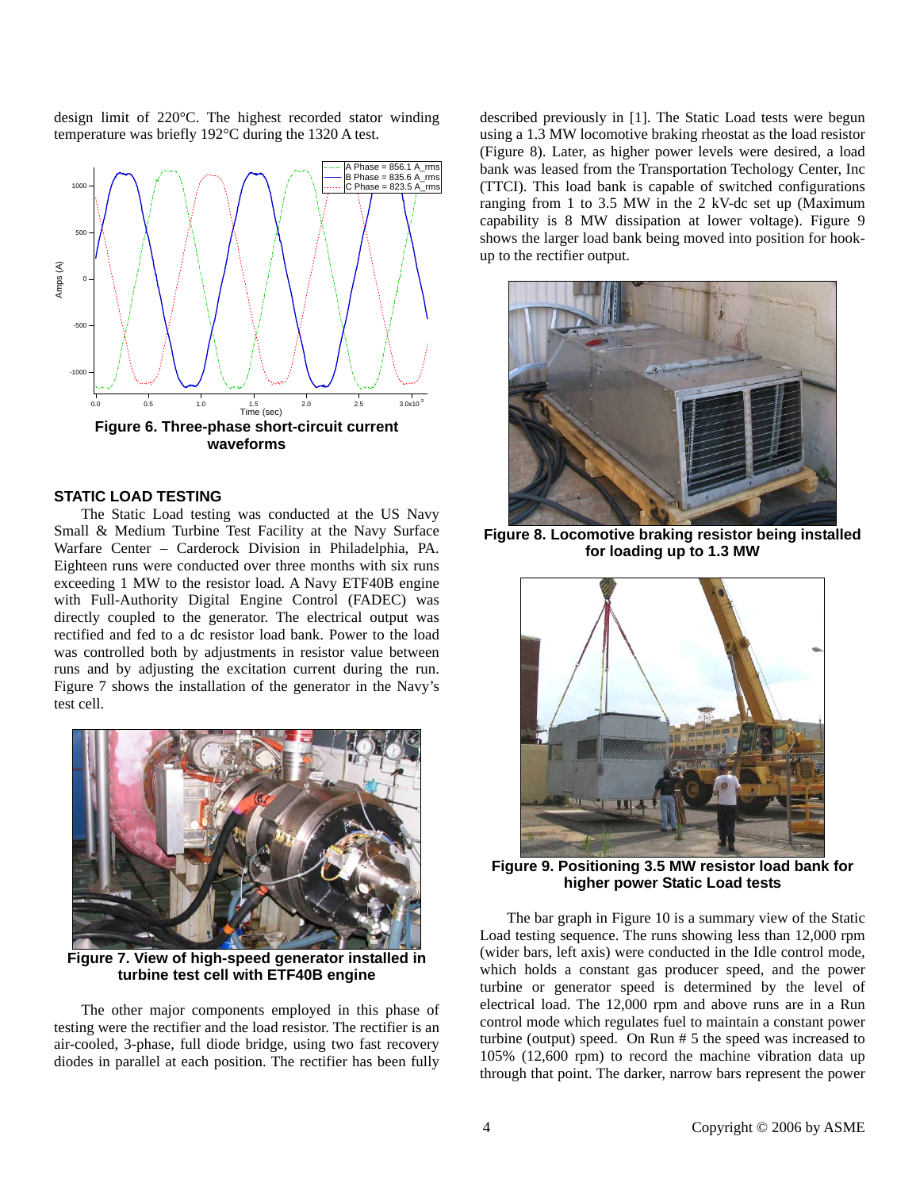design limit of 220°C. The highest recorded stator winding temperature was briefly 192°C during the 1320 A test.

**Figure 6. Three-phase short-circuit current waveforms**

## STATIC LOAD TESTING

The Static Load testing was conducted at the US Navy Small & Medium Turbine Test Facility at the Navy Surface Warfare Center – Carderock Division in Philadelphia, PA. Eighteen runs were conducted over three months with six runs exceeding 1 MW to the resistor load. A Navy ETF40B engine with Full-Authority Digital Engine Control (FADEC) was directly coupled to the generator. The electrical output was rectified and fed to a dc resistor load bank. Power to the load was controlled both by adjustments in resistor value between runs and by adjusting the excitation current during the run. Figure 7 shows the installation of the generator in the Navy's test cell.

**Figure 7. View of high-speed generator installed in turbine test cell with ETF40B engine**

The other major components employed in this phase of testing were the rectifier and the load resistor. The rectifier is an air-cooled, 3-phase, full diode bridge, using two fast recovery diodes in parallel at each position. The rectifier has been fully described previously in [1]. The Static Load tests were begun using a 1.3 MW locomotive braking rheostat as the load resistor (Figure 8). Later, as higher power levels were desired, a load bank was leased from the Transportation Techology Center, Inc (TTCI). This load bank is capable of switched configurations ranging from 1 to 3.5 MW in the 2 kV-dc set up (Maximum capability is 8 MW dissipation at lower voltage). Figure 9 shows the larger load bank being moved into position for hook-up to the rectifier output.

**Figure 8. Locomotive braking resistor being installed for loading up to 1.3 MW**

**Figure 9. Positioning 3.5 MW resistor load bank for higher power Static Load tests**

The bar graph in Figure 10 is a summary view of the Static Load testing sequence. The runs showing less than 12,000 rpm (wider bars, left axis) were conducted in the Idle control mode, which holds a constant gas producer speed, and the power turbine or generator speed is determined by the level of electrical load. The 12,000 rpm and above runs are in a Run control mode which regulates fuel to maintain a constant power turbine (output) speed. On Run # 5 the speed was increased to 105% (12,600 rpm) to record the machine vibration data up through that point. The darker, narrow bars represent the power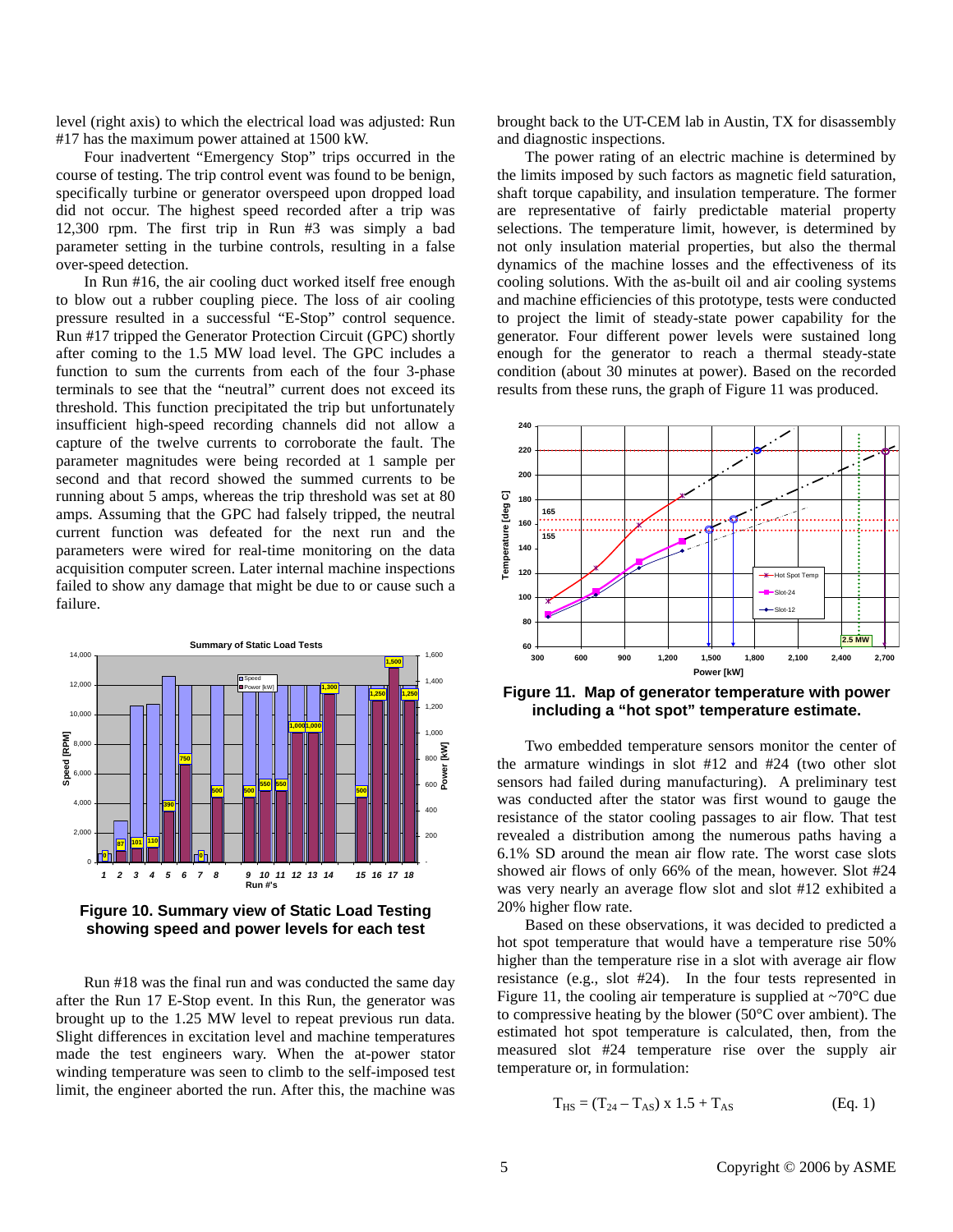level (right axis) to which the electrical load was adjusted: Run #17 has the maximum power attained at 1500 kW.

Four inadvertent "Emergency Stop" trips occurred in the course of testing. The trip control event was found to be benign, specifically turbine or generator overspeed upon dropped load did not occur. The highest speed recorded after a trip was 12,300 rpm. The first trip in Run #3 was simply a bad parameter setting in the turbine controls, resulting in a false over-speed detection.

In Run #16, the air cooling duct worked itself free enough to blow out a rubber coupling piece. The loss of air cooling pressure resulted in a successful "E-Stop" control sequence. Run #17 tripped the Generator Protection Circuit (GPC) shortly after coming to the 1.5 MW load level. The GPC includes a function to sum the currents from each of the four 3-phase terminals to see that the "neutral" current does not exceed its threshold. This function precipitated the trip but unfortunately insufficient high-speed recording channels did not allow a capture of the twelve currents to corroborate the fault. The parameter magnitudes were being recorded at 1 sample per second and that record showed the summed currents to be running about 5 amps, whereas the trip threshold was set at 80 amps. Assuming that the GPC had falsely tripped, the neutral current function was defeated for the next run and the parameters were wired for real-time monitoring on the data acquisition computer screen. Later internal machine inspections failed to show any damage that might be due to or cause such a failure.

**Figure 10. Summary view of Static Load Testing showing speed and power levels for each test**

Run #18 was the final run and was conducted the same day after the Run 17 E-Stop event. In this Run, the generator was brought up to the 1.25 MW level to repeat previous run data. Slight differences in excitation level and machine temperatures made the test engineers wary. When the at-power stator winding temperature was seen to climb to the self-imposed test limit, the engineer aborted the run. After this, the machine was brought back to the UT-CEM lab in Austin, TX for disassembly and diagnostic inspections.

The power rating of an electric machine is determined by the limits imposed by such factors as magnetic field saturation, shaft torque capability, and insulation temperature. The former are representative of fairly predictable material property selections. The temperature limit, however, is determined by not only insulation material properties, but also the thermal dynamics of the machine losses and the effectiveness of its cooling solutions. With the as-built oil and air cooling systems and machine efficiencies of this prototype, tests were conducted to project the limit of steady-state power capability for the generator. Four different power levels were sustained long enough for the generator to reach a thermal steady-state condition (about 30 minutes at power). Based on the recorded results from these runs, the graph of Figure 11 was produced.

**Figure 11. Map of generator temperature with power including a "hot spot" temperature estimate.**

Two embedded temperature sensors monitor the center of the armature windings in slot #12 and #24 (two other slot sensors had failed during manufacturing). A preliminary test was conducted after the stator was first wound to gauge the resistance of the stator cooling passages to air flow. That test revealed a distribution among the numerous paths having a 6.1% SD around the mean air flow rate. The worst case slots showed air flows of only 66% of the mean, however. Slot #24 was very nearly an average flow slot and slot #12 exhibited a 20% higher flow rate.

Based on these observations, it was decided to predicted a hot spot temperature that would have a temperature rise 50% higher than the temperature rise in a slot with average air flow resistance (e.g., slot #24). In the four tests represented in Figure 11, the cooling air temperature is supplied at ~70°C due to compressive heating by the blower (50°C over ambient). The estimated hot spot temperature is calculated, then, from the measured slot #24 temperature rise over the supply air temperature or, in formulation:

$$T_{HS} = (T_{24} - T_{AS}) \times 1.5 + T_{AS} \qquad \text{(Eq. 1)}$$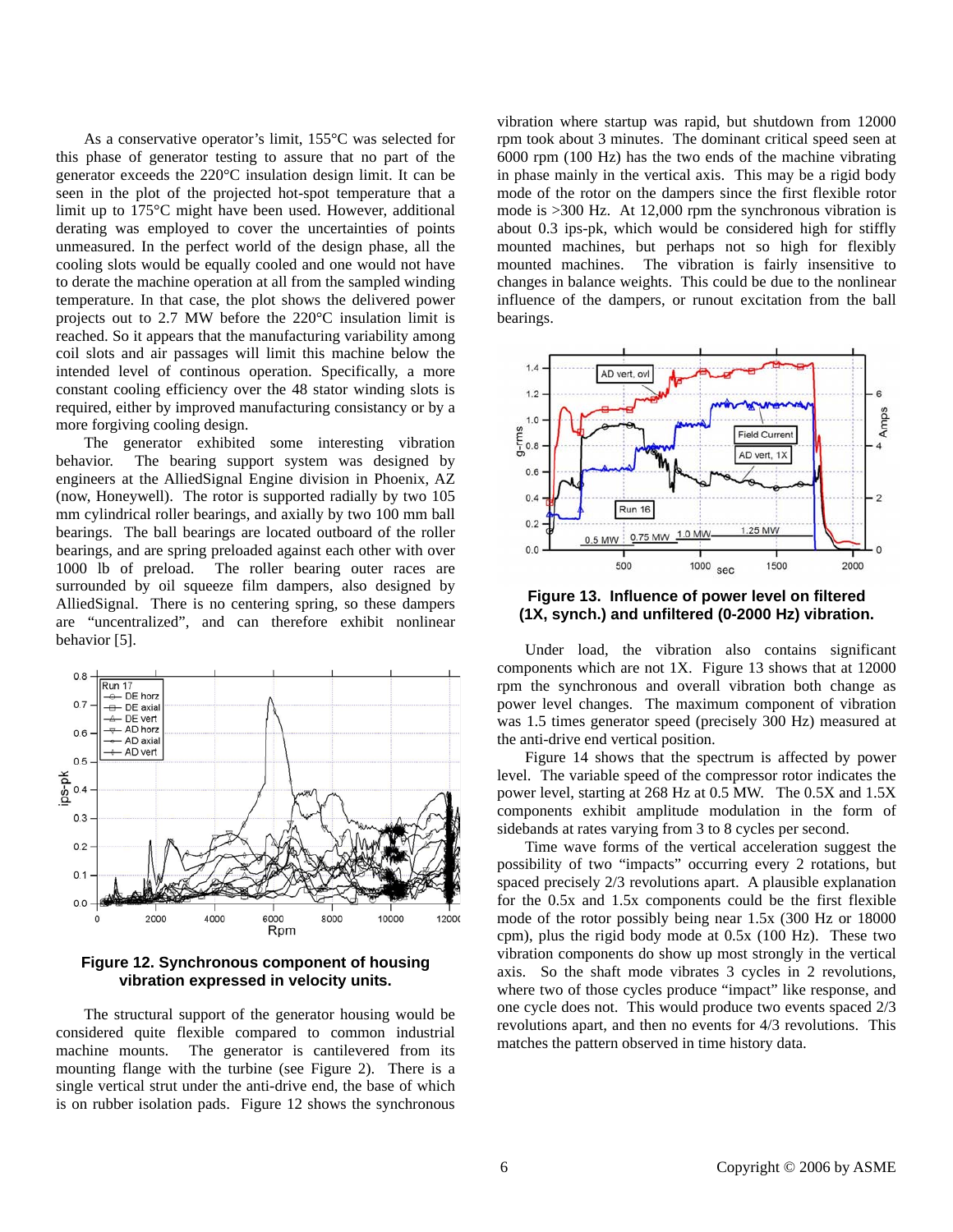As a conservative operator's limit, 155°C was selected for this phase of generator testing to assure that no part of the generator exceeds the 220°C insulation design limit. It can be seen in the plot of the projected hot-spot temperature that a limit up to 175°C might have been used. However, additional derating was employed to cover the uncertainties of points unmeasured. In the perfect world of the design phase, all the cooling slots would be equally cooled and one would not have to derate the machine operation at all from the sampled winding temperature. In that case, the plot shows the delivered power projects out to 2.7 MW before the 220°C insulation limit is reached. So it appears that the manufacturing variability among coil slots and air passages will limit this machine below the intended level of continous operation. Specifically, a more constant cooling efficiency over the 48 stator winding slots is required, either by improved manufacturing consistancy or by a more forgiving cooling design.

The generator exhibited some interesting vibration behavior. The bearing support system was designed by engineers at the AlliedSignal Engine division in Phoenix, AZ (now, Honeywell). The rotor is supported radially by two 105 mm cylindrical roller bearings, and axially by two 100 mm ball bearings. The ball bearings are located outboard of the roller bearings, and are spring preloaded against each other with over 1000 lb of preload. The roller bearing outer races are surrounded by oil squeeze film dampers, also designed by AlliedSignal. There is no centering spring, so these dampers are "uncentralized", and can therefore exhibit nonlinear behavior [5].

**Figure 12. Synchronous component of housing vibration expressed in velocity units.**

The structural support of the generator housing would be considered quite flexible compared to common industrial machine mounts. The generator is cantilevered from its mounting flange with the turbine (see Figure 2). There is a single vertical strut under the anti-drive end, the base of which is on rubber isolation pads. Figure 12 shows the synchronous vibration where startup was rapid, but shutdown from 12000 rpm took about 3 minutes. The dominant critical speed seen at 6000 rpm (100 Hz) has the two ends of the machine vibrating in phase mainly in the vertical axis. This may be a rigid body mode of the rotor on the dampers since the first flexible rotor mode is >300 Hz. At 12,000 rpm the synchronous vibration is about 0.3 ips-pk, which would be considered high for stiffly mounted machines, but perhaps not so high for flexibly mounted machines. The vibration is fairly insensitive to changes in balance weights. This could be due to the nonlinear influence of the dampers, or runout excitation from the ball bearings.

**Figure 13. Influence of power level on filtered (1X, synch.) and unfiltered (0-2000 Hz) vibration.**

Under load, the vibration also contains significant components which are not 1X. Figure 13 shows that at 12000 rpm the synchronous and overall vibration both change as power level changes. The maximum component of vibration was 1.5 times generator speed (precisely 300 Hz) measured at the anti-drive end vertical position.

Figure 14 shows that the spectrum is affected by power level. The variable speed of the compressor rotor indicates the power level, starting at 268 Hz at 0.5 MW. The 0.5X and 1.5X components exhibit amplitude modulation in the form of sidebands at rates varying from 3 to 8 cycles per second.

Time wave forms of the vertical acceleration suggest the possibility of two "impacts" occurring every 2 rotations, but spaced precisely 2/3 revolutions apart. A plausible explanation for the 0.5x and 1.5x components could be the first flexible mode of the rotor possibly being near 1.5x (300 Hz or 18000 cpm), plus the rigid body mode at 0.5x (100 Hz). These two vibration components do show up most strongly in the vertical axis. So the shaft mode vibrates 3 cycles in 2 revolutions, where two of those cycles produce "impact" like response, and one cycle does not. This would produce two events spaced 2/3 revolutions apart, and then no events for 4/3 revolutions. This matches the pattern observed in time history data.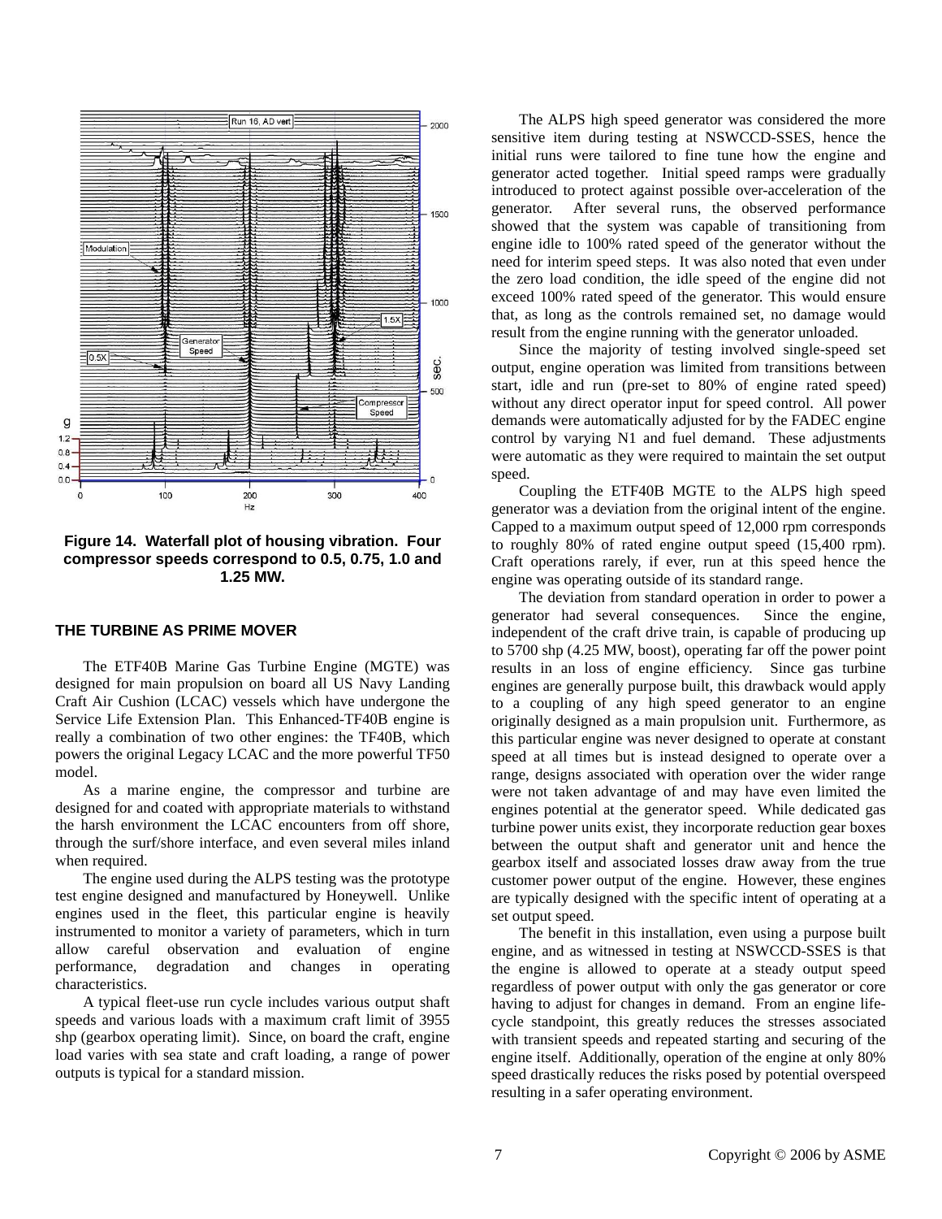Figure 14. Waterfall plot of housing vibration. Four compressor speeds correspond to 0.5, 0.75, 1.0 and 1.25 MW.

## THE TURBINE AS PRIME MOVER

The ETF40B Marine Gas Turbine Engine (MGTE) was designed for main propulsion on board all US Navy Landing Craft Air Cushion (LCAC) vessels which have undergone the Service Life Extension Plan. This Enhanced-TF40B engine is really a combination of two other engines: the TF40B, which powers the original Legacy LCAC and the more powerful TF50 model.

As a marine engine, the compressor and turbine are designed for and coated with appropriate materials to withstand the harsh environment the LCAC encounters from off shore, through the surf/shore interface, and even several miles inland when required.

The engine used during the ALPS testing was the prototype test engine designed and manufactured by Honeywell. Unlike engines used in the fleet, this particular engine is heavily instrumented to monitor a variety of parameters, which in turn allow careful observation and evaluation of engine performance, degradation and changes in operating characteristics.

A typical fleet-use run cycle includes various output shaft speeds and various loads with a maximum craft limit of 3955 shp (gearbox operating limit). Since, on board the craft, engine load varies with sea state and craft loading, a range of power outputs is typical for a standard mission.

The ALPS high speed generator was considered the more sensitive item during testing at NSWCCD-SSES, hence the initial runs were tailored to fine tune how the engine and generator acted together. Initial speed ramps were gradually introduced to protect against possible over-acceleration of the generator. After several runs, the observed performance showed that the system was capable of transitioning from engine idle to 100% rated speed of the generator without the need for interim speed steps. It was also noted that even under the zero load condition, the idle speed of the engine did not exceed 100% rated speed of the generator. This would ensure that, as long as the controls remained set, no damage would result from the engine running with the generator unloaded.

Since the majority of testing involved single-speed set output, engine operation was limited from transitions between start, idle and run (pre-set to 80% of engine rated speed) without any direct operator input for speed control. All power demands were automatically adjusted for by the FADEC engine control by varying N1 and fuel demand. These adjustments were automatic as they were required to maintain the set output speed.

Coupling the ETF40B MGTE to the ALPS high speed generator was a deviation from the original intent of the engine. Capped to a maximum output speed of 12,000 rpm corresponds to roughly 80% of rated engine output speed (15,400 rpm). Craft operations rarely, if ever, run at this speed hence the engine was operating outside of its standard range.

The deviation from standard operation in order to power a generator had several consequences. Since the engine, independent of the craft drive train, is capable of producing up to 5700 shp (4.25 MW, boost), operating far off the power point results in an loss of engine efficiency. Since gas turbine engines are generally purpose built, this drawback would apply to a coupling of any high speed generator to an engine originally designed as a main propulsion unit. Furthermore, as this particular engine was never designed to operate at constant speed at all times but is instead designed to operate over a range, designs associated with operation over the wider range were not taken advantage of and may have even limited the engines potential at the generator speed. While dedicated gas turbine power units exist, they incorporate reduction gear boxes between the output shaft and generator unit and hence the gearbox itself and associated losses draw away from the true customer power output of the engine. However, these engines are typically designed with the specific intent of operating at a set output speed.

The benefit in this installation, even using a purpose built engine, and as witnessed in testing at NSWCCD-SSES is that the engine is allowed to operate at a steady output speed regardless of power output with only the gas generator or core having to adjust for changes in demand. From an engine life-cycle standpoint, this greatly reduces the stresses associated with transient speeds and repeated starting and securing of the engine itself. Additionally, operation of the engine at only 80% speed drastically reduces the risks posed by potential overspeed resulting in a safer operating environment.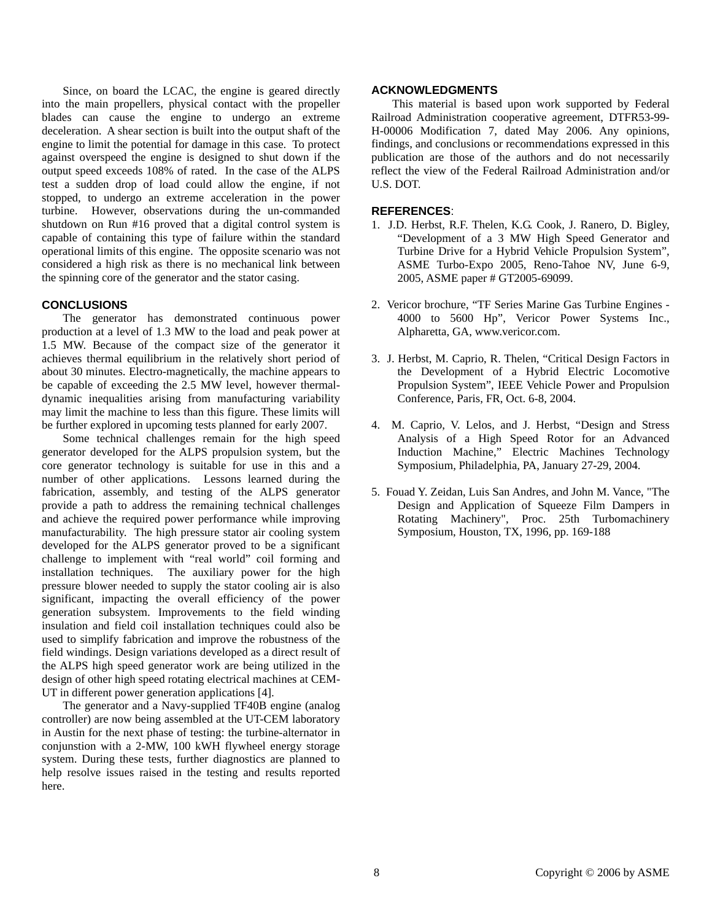Since, on board the LCAC, the engine is geared directly into the main propellers, physical contact with the propeller blades can cause the engine to undergo an extreme deceleration. A shear section is built into the output shaft of the engine to limit the potential for damage in this case. To protect against overspeed the engine is designed to shut down if the output speed exceeds 108% of rated. In the case of the ALPS test a sudden drop of load could allow the engine, if not stopped, to undergo an extreme acceleration in the power turbine. However, observations during the un-commanded shutdown on Run #16 proved that a digital control system is capable of containing this type of failure within the standard operational limits of this engine. The opposite scenario was not considered a high risk as there is no mechanical link between the spinning core of the generator and the stator casing.

## CONCLUSIONS

The generator has demonstrated continuous power production at a level of 1.3 MW to the load and peak power at 1.5 MW. Because of the compact size of the generator it achieves thermal equilibrium in the relatively short period of about 30 minutes. Electro-magnetically, the machine appears to be capable of exceeding the 2.5 MW level, however thermal-dynamic inequalities arising from manufacturing variability may limit the machine to less than this figure. These limits will be further explored in upcoming tests planned for early 2007.

Some technical challenges remain for the high speed generator developed for the ALPS propulsion system, but the core generator technology is suitable for use in this and a number of other applications. Lessons learned during the fabrication, assembly, and testing of the ALPS generator provide a path to address the remaining technical challenges and achieve the required power performance while improving manufacturability. The high pressure stator air cooling system developed for the ALPS generator proved to be a significant challenge to implement with "real world" coil forming and installation techniques. The auxiliary power for the high pressure blower needed to supply the stator cooling air is also significant, impacting the overall efficiency of the power generation subsystem. Improvements to the field winding insulation and field coil installation techniques could also be used to simplify fabrication and improve the robustness of the field windings. Design variations developed as a direct result of the ALPS high speed generator work are being utilized in the design of other high speed rotating electrical machines at CEM-UT in different power generation applications [4].

The generator and a Navy-supplied TF40B engine (analog controller) are now being assembled at the UT-CEM laboratory in Austin for the next phase of testing: the turbine-alternator in conjunstion with a 2-MW, 100 kWH flywheel energy storage system. During these tests, further diagnostics are planned to help resolve issues raised in the testing and results reported here.

## ACKNOWLEDGMENTS

This material is based upon work supported by Federal Railroad Administration cooperative agreement, DTFR53-99-H-00006 Modification 7, dated May 2006. Any opinions, findings, and conclusions or recommendations expressed in this publication are those of the authors and do not necessarily reflect the view of the Federal Railroad Administration and/or U.S. DOT.

## REFERENCES:

1. J.D. Herbst, R.F. Thelen, K.G. Cook, J. Ranero, D. Bigley, "Development of a 3 MW High Speed Generator and Turbine Drive for a Hybrid Vehicle Propulsion System", ASME Turbo-Expo 2005, Reno-Tahoe NV, June 6-9, 2005, ASME paper # GT2005-69099.

2. Vericor brochure, "TF Series Marine Gas Turbine Engines - 4000 to 5600 Hp", Vericor Power Systems Inc., Alpharetta, GA, www.vericor.com.

3. J. Herbst, M. Caprio, R. Thelen, "Critical Design Factors in the Development of a Hybrid Electric Locomotive Propulsion System", IEEE Vehicle Power and Propulsion Conference, Paris, FR, Oct. 6-8, 2004.

4. M. Caprio, V. Lelos, and J. Herbst, "Design and Stress Analysis of a High Speed Rotor for an Advanced Induction Machine," Electric Machines Technology Symposium, Philadelphia, PA, January 27-29, 2004.

5. Fouad Y. Zeidan, Luis San Andres, and John M. Vance, "The Design and Application of Squeeze Film Dampers in Rotating Machinery", Proc. 25th Turbomachinery Symposium, Houston, TX, 1996, pp. 169-188